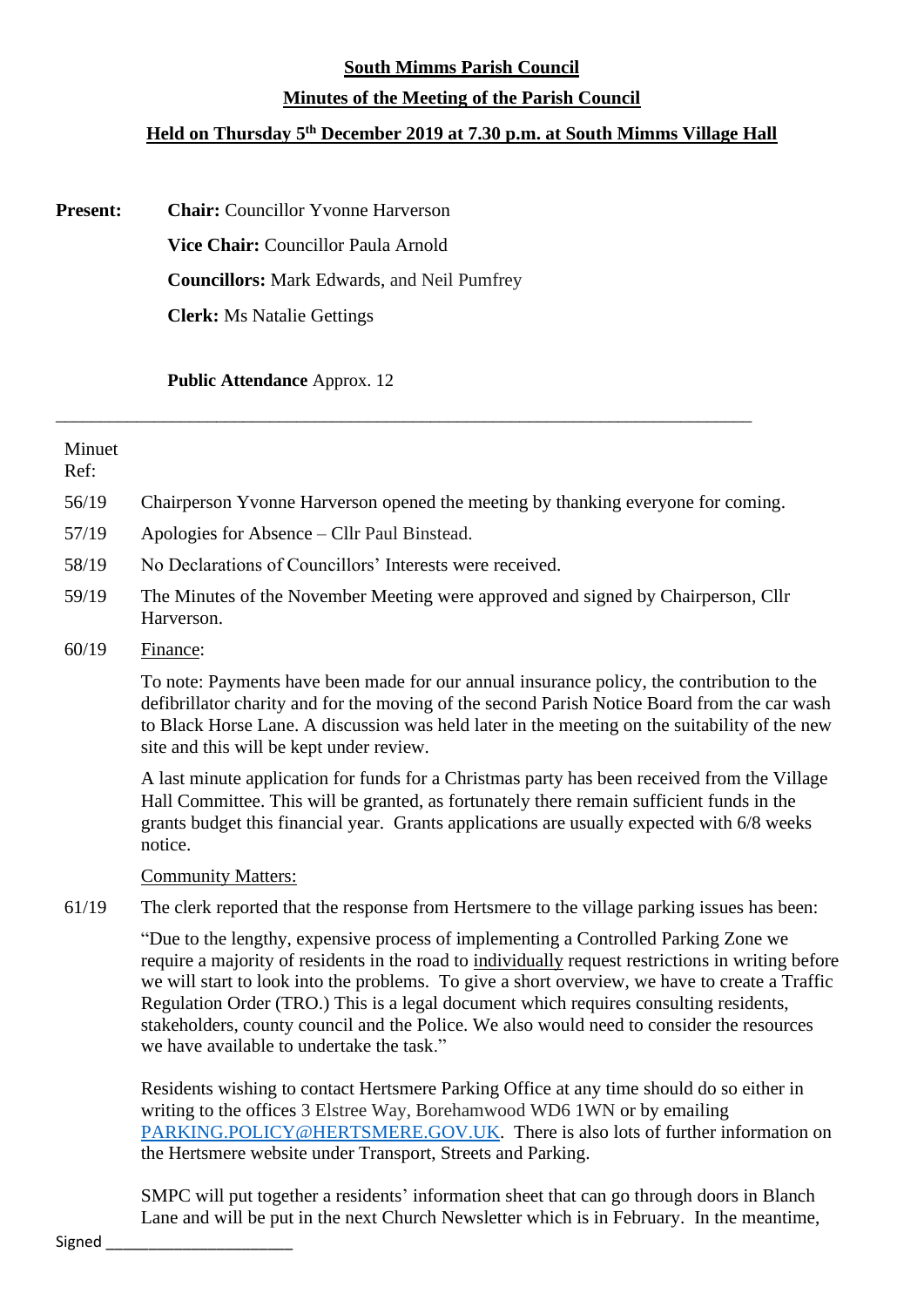# South Mimms Parish Council

## Minutes of the Meeting of the Parish Council

### Held on Thursday 5th December 2019 at 7.30 p.m. at South Mimms Village Hall

**Present:**

**Chair:** Councillor Yvonne Harverson

**Vice Chair:** Councillor Paula Arnold

**Councillors:** Mark Edwards, and Neil Pumfrey

**Clerk:** Ms Natalie Gettings

**Public Attendance** Approx. 12

---

| Minuet Ref: | |
|---|---|
| 56/19 | Chairperson Yvonne Harverson opened the meeting by thanking everyone for coming. |
| 57/19 | Apologies for Absence – Cllr Paul Binstead. |
| 58/19 | No Declarations of Councillors' Interests were received. |
| 59/19 | The Minutes of the November Meeting were approved and signed by Chairperson, Cllr Harverson. |
| 60/19 | Finance: |

To note: Payments have been made for our annual insurance policy, the contribution to the defibrillator charity and for the moving of the second Parish Notice Board from the car wash to Black Horse Lane. A discussion was held later in the meeting on the suitability of the new site and this will be kept under review.

A last minute application for funds for a Christmas party has been received from the Village Hall Committee. This will be granted, as fortunately there remain sufficient funds in the grants budget this financial year. Grants applications are usually expected with 6/8 weeks notice.

Community Matters:

61/19 The clerk reported that the response from Hertsmere to the village parking issues has been:

"Due to the lengthy, expensive process of implementing a Controlled Parking Zone we require a majority of residents in the road to individually request restrictions in writing before we will start to look into the problems. To give a short overview, we have to create a Traffic Regulation Order (TRO.) This is a legal document which requires consulting residents, stakeholders, county council and the Police. We also would need to consider the resources we have available to undertake the task."

Residents wishing to contact Hertsmere Parking Office at any time should do so either in writing to the offices 3 Elstree Way, Borehamwood WD6 1WN or by emailing PARKING.POLICY@HERTSMERE.GOV.UK. There is also lots of further information on the Hertsmere website under Transport, Streets and Parking.

SMPC will put together a residents' information sheet that can go through doors in Blanch Lane and will be put in the next Church Newsletter which is in February. In the meantime,

Signed ____________________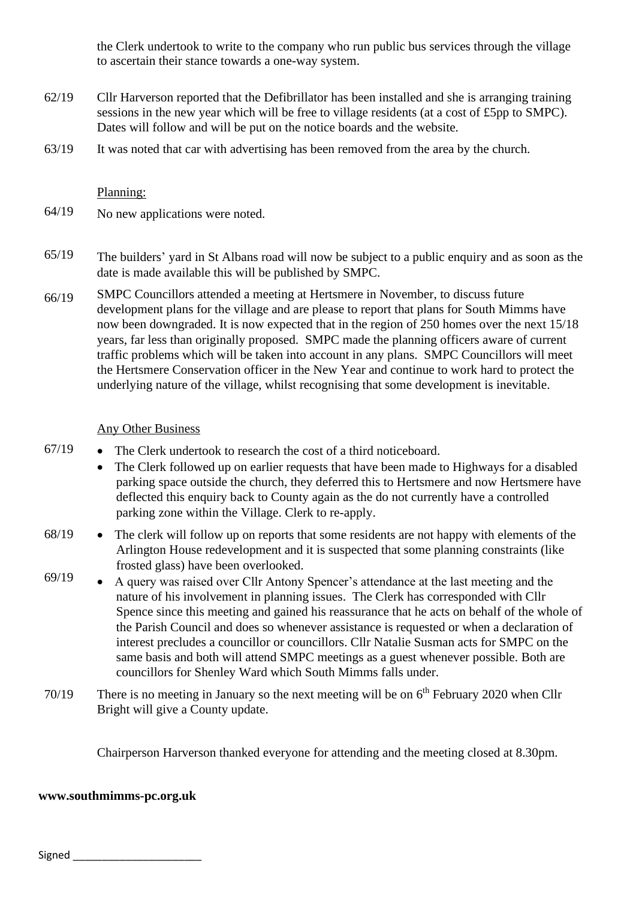the Clerk undertook to write to the company who run public bus services through the village to ascertain their stance towards a one-way system.

62/19 Cllr Harverson reported that the Defibrillator has been installed and she is arranging training sessions in the new year which will be free to village residents (at a cost of £5pp to SMPC). Dates will follow and will be put on the notice boards and the website.

63/19 It was noted that car with advertising has been removed from the area by the church.

Planning:

64/19 No new applications were noted.

65/19 The builders' yard in St Albans road will now be subject to a public enquiry and as soon as the date is made available this will be published by SMPC.

66/19 SMPC Councillors attended a meeting at Hertsmere in November, to discuss future development plans for the village and are please to report that plans for South Mimms have now been downgraded. It is now expected that in the region of 250 homes over the next 15/18 years, far less than originally proposed. SMPC made the planning officers aware of current traffic problems which will be taken into account in any plans. SMPC Councillors will meet the Hertsmere Conservation officer in the New Year and continue to work hard to protect the underlying nature of the village, whilst recognising that some development is inevitable.

Any Other Business

67/19
- The Clerk undertook to research the cost of a third noticeboard.
- The Clerk followed up on earlier requests that have been made to Highways for a disabled parking space outside the church, they deferred this to Hertsmere and now Hertsmere have deflected this enquiry back to County again as the do not currently have a controlled parking zone within the Village. Clerk to re-apply.

68/19
- The clerk will follow up on reports that some residents are not happy with elements of the Arlington House redevelopment and it is suspected that some planning constraints (like frosted glass) have been overlooked.

69/19
- A query was raised over Cllr Antony Spencer's attendance at the last meeting and the nature of his involvement in planning issues. The Clerk has corresponded with Cllr Spence since this meeting and gained his reassurance that he acts on behalf of the whole of the Parish Council and does so whenever assistance is requested or when a declaration of interest precludes a councillor or councillors. Cllr Natalie Susman acts for SMPC on the same basis and both will attend SMPC meetings as a guest whenever possible. Both are councillors for Shenley Ward which South Mimms falls under.

70/19 There is no meeting in January so the next meeting will be on 6th February 2020 when Cllr Bright will give a County update.

Chairperson Harverson thanked everyone for attending and the meeting closed at 8.30pm.

**www.southmimms-pc.org.uk**

Signed ______________________